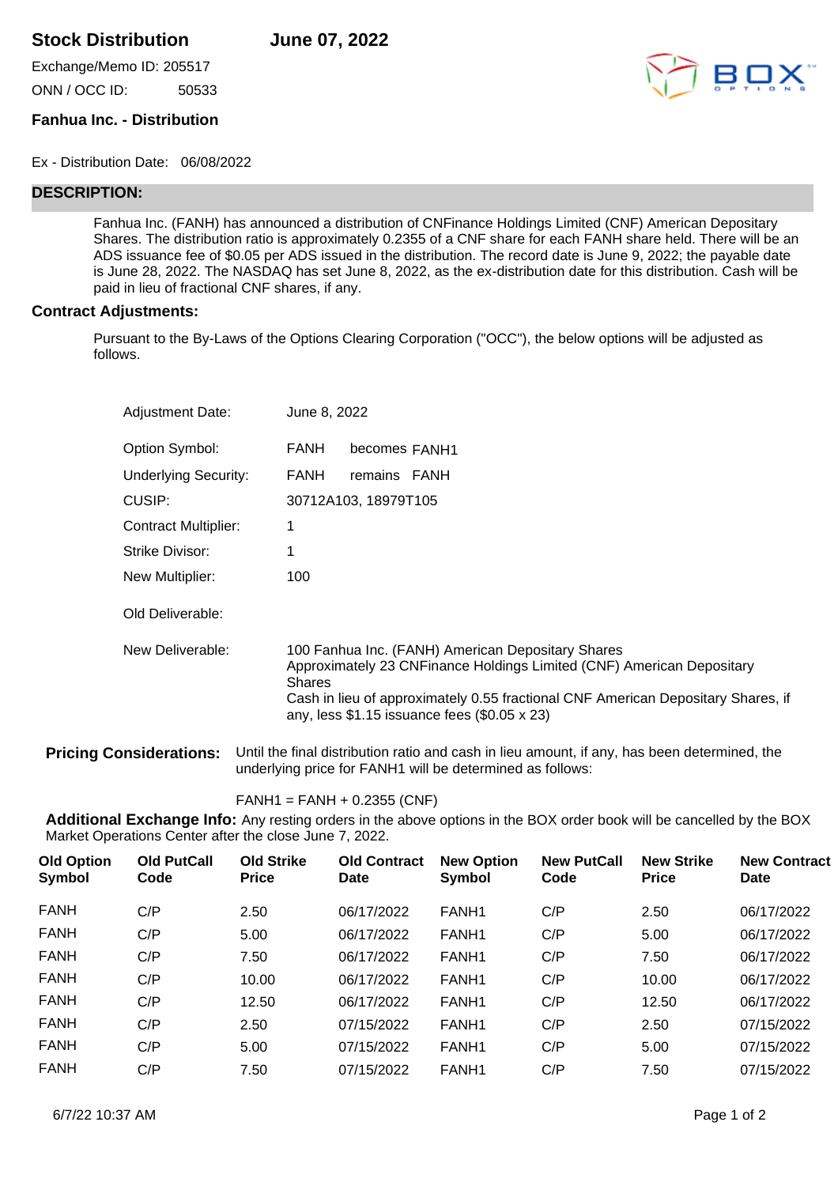# Stock Distribution

**June 07, 2022**

Exchange/Memo ID: 205517

ONN / OCC ID: 50533

**Fanhua Inc. - Distribution**

Ex - Distribution Date: 06/08/2022

## DESCRIPTION:

Fanhua Inc. (FANH) has announced a distribution of CNFinance Holdings Limited (CNF) American Depositary Shares. The distribution ratio is approximately 0.2355 of a CNF share for each FANH share held. There will be an ADS issuance fee of $0.05 per ADS issued in the distribution. The record date is June 9, 2022; the payable date is June 28, 2022. The NASDAQ has set June 8, 2022, as the ex-distribution date for this distribution. Cash will be paid in lieu of fractional CNF shares, if any.

## Contract Adjustments:

Pursuant to the By-Laws of the Options Clearing Corporation ("OCC"), the below options will be adjusted as follows.

| | |
|---|---|
| Adjustment Date: | June 8, 2022 |
| Option Symbol: | FANH becomes FANH1 |
| Underlying Security: | FANH remains FANH |
| CUSIP: | 30712A103, 18979T105 |
| Contract Multiplier: | 1 |
| Strike Divisor: | 1 |
| New Multiplier: | 100 |
| Old Deliverable: | |
| New Deliverable: | 100 Fanhua Inc. (FANH) American Depositary Shares<br>Approximately 23 CNFinance Holdings Limited (CNF) American Depositary Shares<br>Cash in lieu of approximately 0.55 fractional CNF American Depositary Shares, if any, less $1.15 issuance fees ($0.05 x 23) |

**Pricing Considerations:** Until the final distribution ratio and cash in lieu amount, if any, has been determined, the underlying price for FANH1 will be determined as follows:

FANH1 = FANH + 0.2355 (CNF)

**Additional Exchange Info:** Any resting orders in the above options in the BOX order book will be cancelled by the BOX Market Operations Center after the close June 7, 2022.

| Old Option Symbol | Old PutCall Code | Old Strike Price | Old Contract Date | New Option Symbol | New PutCall Code | New Strike Price | New Contract Date |
|---|---|---|---|---|---|---|---|
| FANH | C/P | 2.50 | 06/17/2022 | FANH1 | C/P | 2.50 | 06/17/2022 |
| FANH | C/P | 5.00 | 06/17/2022 | FANH1 | C/P | 5.00 | 06/17/2022 |
| FANH | C/P | 7.50 | 06/17/2022 | FANH1 | C/P | 7.50 | 06/17/2022 |
| FANH | C/P | 10.00 | 06/17/2022 | FANH1 | C/P | 10.00 | 06/17/2022 |
| FANH | C/P | 12.50 | 06/17/2022 | FANH1 | C/P | 12.50 | 06/17/2022 |
| FANH | C/P | 2.50 | 07/15/2022 | FANH1 | C/P | 2.50 | 07/15/2022 |
| FANH | C/P | 5.00 | 07/15/2022 | FANH1 | C/P | 5.00 | 07/15/2022 |
| FANH | C/P | 7.50 | 07/15/2022 | FANH1 | C/P | 7.50 | 07/15/2022 |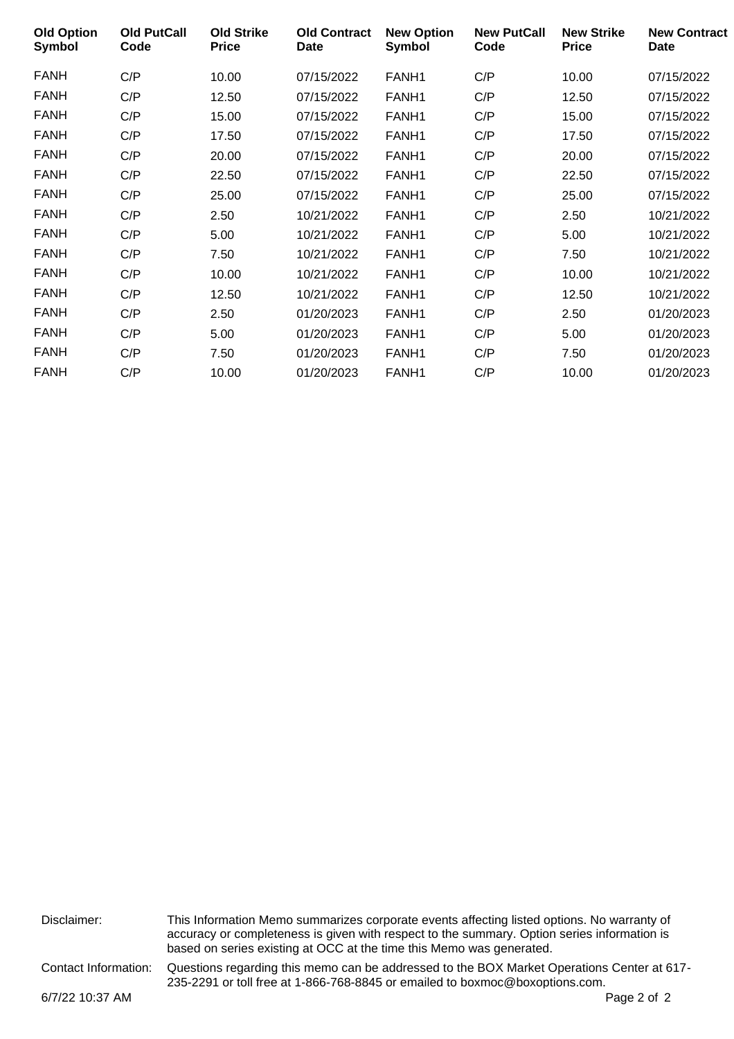| Old Option Symbol | Old PutCall Code | Old Strike Price | Old Contract Date | New Option Symbol | New PutCall Code | New Strike Price | New Contract Date |
|---|---|---|---|---|---|---|---|
| FANH | C/P | 10.00 | 07/15/2022 | FANH1 | C/P | 10.00 | 07/15/2022 |
| FANH | C/P | 12.50 | 07/15/2022 | FANH1 | C/P | 12.50 | 07/15/2022 |
| FANH | C/P | 15.00 | 07/15/2022 | FANH1 | C/P | 15.00 | 07/15/2022 |
| FANH | C/P | 17.50 | 07/15/2022 | FANH1 | C/P | 17.50 | 07/15/2022 |
| FANH | C/P | 20.00 | 07/15/2022 | FANH1 | C/P | 20.00 | 07/15/2022 |
| FANH | C/P | 22.50 | 07/15/2022 | FANH1 | C/P | 22.50 | 07/15/2022 |
| FANH | C/P | 25.00 | 07/15/2022 | FANH1 | C/P | 25.00 | 07/15/2022 |
| FANH | C/P | 2.50 | 10/21/2022 | FANH1 | C/P | 2.50 | 10/21/2022 |
| FANH | C/P | 5.00 | 10/21/2022 | FANH1 | C/P | 5.00 | 10/21/2022 |
| FANH | C/P | 7.50 | 10/21/2022 | FANH1 | C/P | 7.50 | 10/21/2022 |
| FANH | C/P | 10.00 | 10/21/2022 | FANH1 | C/P | 10.00 | 10/21/2022 |
| FANH | C/P | 12.50 | 10/21/2022 | FANH1 | C/P | 12.50 | 10/21/2022 |
| FANH | C/P | 2.50 | 01/20/2023 | FANH1 | C/P | 2.50 | 01/20/2023 |
| FANH | C/P | 5.00 | 01/20/2023 | FANH1 | C/P | 5.00 | 01/20/2023 |
| FANH | C/P | 7.50 | 01/20/2023 | FANH1 | C/P | 7.50 | 01/20/2023 |
| FANH | C/P | 10.00 | 01/20/2023 | FANH1 | C/P | 10.00 | 01/20/2023 |

Disclaimer: This Information Memo summarizes corporate events affecting listed options. No warranty of accuracy or completeness is given with respect to the summary. Option series information is based on series existing at OCC at the time this Memo was generated.

Contact Information: Questions regarding this memo can be addressed to the BOX Market Operations Center at 617-235-2291 or toll free at 1-866-768-8845 or emailed to boxmoc@boxoptions.com.

6/7/22 10:37 AM